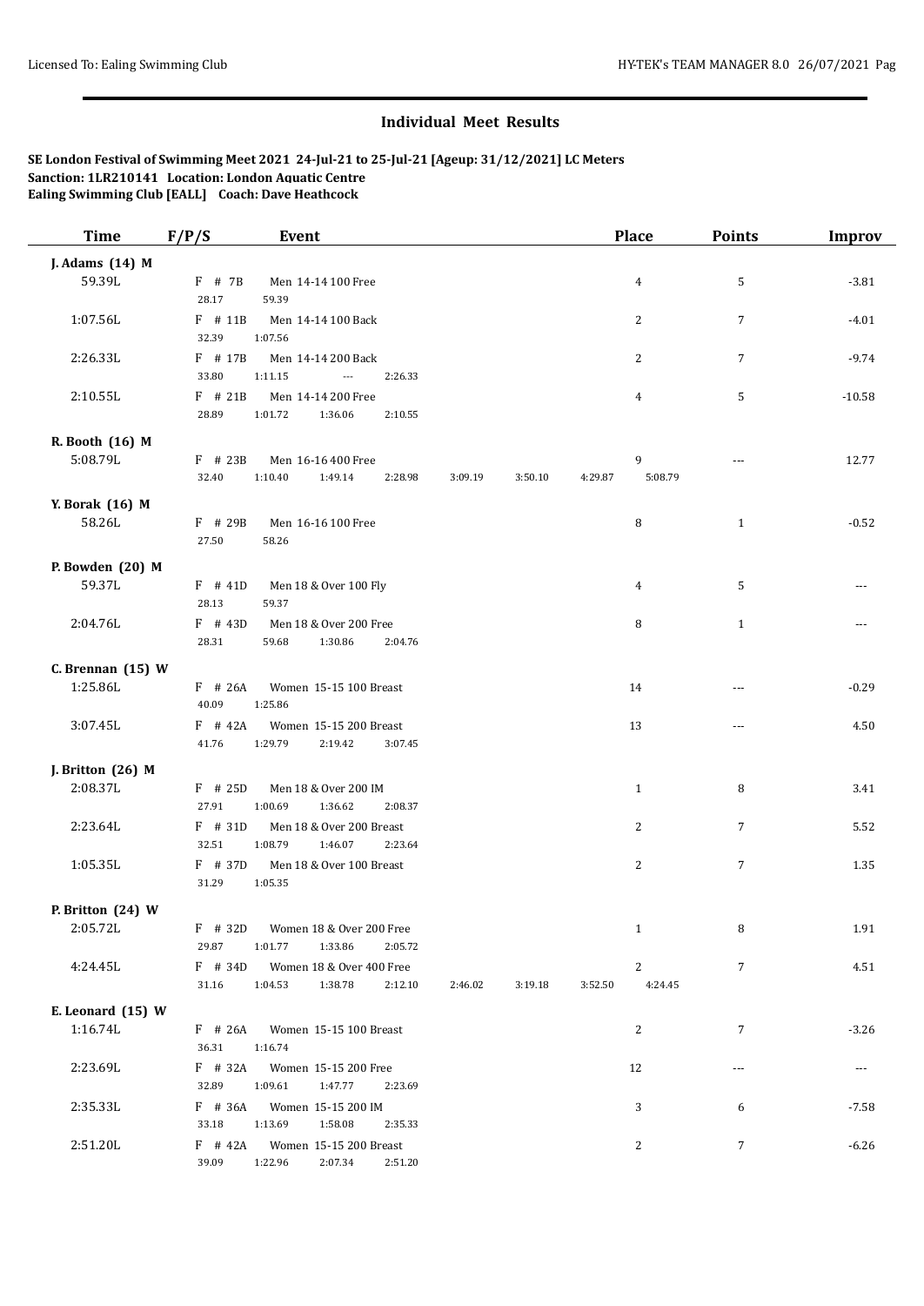# Individual Meet Results

**SE London Festival of Swimming Meet 2021 24-Jul-21 to 25-Jul-21 [Ageup: 31/12/2021] LC Meters**
**Sanction: 1LR210141 Location: London Aquatic Centre**
**Ealing Swimming Club [EALL] Coach: Dave Heathcock**

| Time | F/P/S | Event | Place | Points | Improv |
|---|---|---|---|---|---|
| **J. Adams (14) M** | | | | | |
| 59.39L | F # 7B | Men 14-14 100 Free | 4 | 5 | -3.81 |
| | 28.17 59.39 | | | | |
| 1:07.56L | F # 11B | Men 14-14 100 Back | 2 | 7 | -4.01 |
| | 32.39 1:07.56 | | | | |
| 2:26.33L | F # 17B | Men 14-14 200 Back | 2 | 7 | -9.74 |
| | 33.80 1:11.15 --- 2:26.33 | | | | |
| 2:10.55L | F # 21B | Men 14-14 200 Free | 4 | 5 | -10.58 |
| | 28.89 1:01.72 1:36.06 2:10.55 | | | | |
| **R. Booth (16) M** | | | | | |
| 5:08.79L | F # 23B | Men 16-16 400 Free | 9 | --- | 12.77 |
| | 32.40 1:10.40 1:49.14 2:28.98 3:09.19 3:50.10 4:29.87 5:08.79 | | | | |
| **Y. Borak (16) M** | | | | | |
| 58.26L | F # 29B | Men 16-16 100 Free | 8 | 1 | -0.52 |
| | 27.50 58.26 | | | | |
| **P. Bowden (20) M** | | | | | |
| 59.37L | F # 41D | Men 18 & Over 100 Fly | 4 | 5 | --- |
| | 28.13 59.37 | | | | |
| 2:04.76L | F # 43D | Men 18 & Over 200 Free | 8 | 1 | --- |
| | 28.31 59.68 1:30.86 2:04.76 | | | | |
| **C. Brennan (15) W** | | | | | |
| 1:25.86L | F # 26A | Women 15-15 100 Breast | 14 | --- | -0.29 |
| | 40.09 1:25.86 | | | | |
| 3:07.45L | F # 42A | Women 15-15 200 Breast | 13 | --- | 4.50 |
| | 41.76 1:29.79 2:19.42 3:07.45 | | | | |
| **J. Britton (26) M** | | | | | |
| 2:08.37L | F # 25D | Men 18 & Over 200 IM | 1 | 8 | 3.41 |
| | 27.91 1:00.69 1:36.62 2:08.37 | | | | |
| 2:23.64L | F # 31D | Men 18 & Over 200 Breast | 2 | 7 | 5.52 |
| | 32.51 1:08.79 1:46.07 2:23.64 | | | | |
| 1:05.35L | F # 37D | Men 18 & Over 100 Breast | 2 | 7 | 1.35 |
| | 31.29 1:05.35 | | | | |
| **P. Britton (24) W** | | | | | |
| 2:05.72L | F # 32D | Women 18 & Over 200 Free | 1 | 8 | 1.91 |
| | 29.87 1:01.77 1:33.86 2:05.72 | | | | |
| 4:24.45L | F # 34D | Women 18 & Over 400 Free | 2 | 7 | 4.51 |
| | 31.16 1:04.53 1:38.78 2:12.10 2:46.02 3:19.18 3:52.50 4:24.45 | | | | |
| **E. Leonard (15) W** | | | | | |
| 1:16.74L | F # 26A | Women 15-15 100 Breast | 2 | 7 | -3.26 |
| | 36.31 1:16.74 | | | | |
| 2:23.69L | F # 32A | Women 15-15 200 Free | 12 | --- | --- |
| | 32.89 1:09.61 1:47.77 2:23.69 | | | | |
| 2:35.33L | F # 36A | Women 15-15 200 IM | 3 | 6 | -7.58 |
| | 33.18 1:13.69 1:58.08 2:35.33 | | | | |
| 2:51.20L | F # 42A | Women 15-15 200 Breast | 2 | 7 | -6.26 |
| | 39.09 1:22.96 2:07.34 2:51.20 | | | | |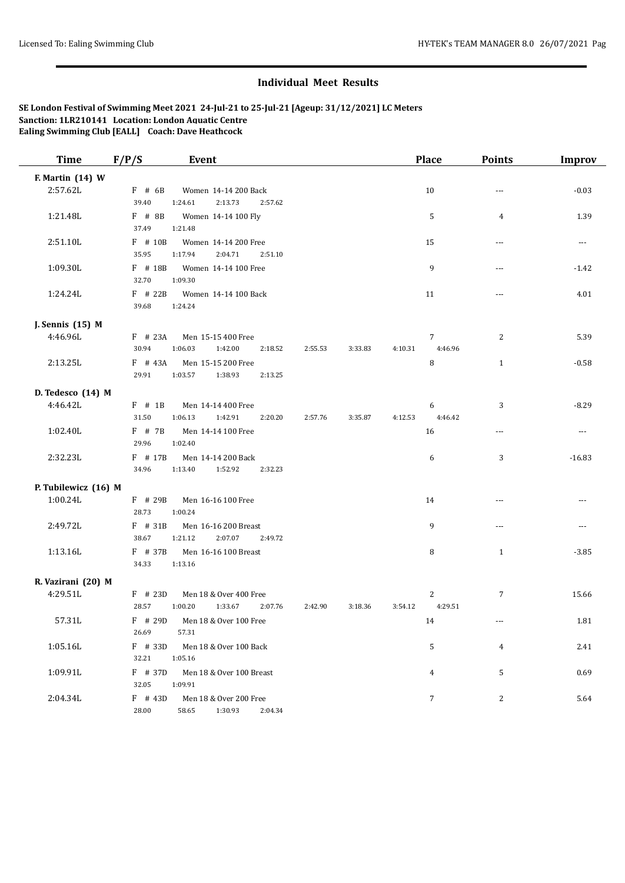## Individual Meet Results

**SE London Festival of Swimming Meet 2021 24-Jul-21 to 25-Jul-21 [Ageup: 31/12/2021] LC Meters**
**Sanction: 1LR210141 Location: London Aquatic Centre**
**Ealing Swimming Club [EALL] Coach: Dave Heathcock**

| Time | F/P/S | Event | Place | Points | Improv |
|---|---|---|---|---|---|
| **F. Martin (14) W** | | | | | |
| 2:57.62L | F # 6B | Women 14-14 200 Back | 10 | --- | -0.03 |
| | 39.40 1:24.61 2:13.73 2:57.62 | | | | |
| 1:21.48L | F # 8B | Women 14-14 100 Fly | 5 | 4 | 1.39 |
| | 37.49 1:21.48 | | | | |
| 2:51.10L | F # 10B | Women 14-14 200 Free | 15 | --- | --- |
| | 35.95 1:17.94 2:04.71 2:51.10 | | | | |
| 1:09.30L | F # 18B | Women 14-14 100 Free | 9 | --- | -1.42 |
| | 32.70 1:09.30 | | | | |
| 1:24.24L | F # 22B | Women 14-14 100 Back | 11 | --- | 4.01 |
| | 39.68 1:24.24 | | | | |
| **J. Sennis (15) M** | | | | | |
| 4:46.96L | F # 23A | Men 15-15 400 Free | 7 | 2 | 5.39 |
| | 30.94 1:06.03 1:42.00 2:18.52 2:55.53 3:33.83 4:10.31 4:46.96 | | | | |
| 2:13.25L | F # 43A | Men 15-15 200 Free | 8 | 1 | -0.58 |
| | 29.91 1:03.57 1:38.93 2:13.25 | | | | |
| **D. Tedesco (14) M** | | | | | |
| 4:46.42L | F # 1B | Men 14-14 400 Free | 6 | 3 | -8.29 |
| | 31.50 1:06.13 1:42.91 2:20.20 2:57.76 3:35.87 4:12.53 4:46.42 | | | | |
| 1:02.40L | F # 7B | Men 14-14 100 Free | 16 | --- | --- |
| | 29.96 1:02.40 | | | | |
| 2:32.23L | F # 17B | Men 14-14 200 Back | 6 | 3 | -16.83 |
| | 34.96 1:13.40 1:52.92 2:32.23 | | | | |
| **P. Tubilewicz (16) M** | | | | | |
| 1:00.24L | F # 29B | Men 16-16 100 Free | 14 | --- | --- |
| | 28.73 1:00.24 | | | | |
| 2:49.72L | F # 31B | Men 16-16 200 Breast | 9 | --- | --- |
| | 38.67 1:21.12 2:07.07 2:49.72 | | | | |
| 1:13.16L | F # 37B | Men 16-16 100 Breast | 8 | 1 | -3.85 |
| | 34.33 1:13.16 | | | | |
| **R. Vazirani (20) M** | | | | | |
| 4:29.51L | F # 23D | Men 18 & Over 400 Free | 2 | 7 | 15.66 |
| | 28.57 1:00.20 1:33.67 2:07.76 2:42.90 3:18.36 3:54.12 4:29.51 | | | | |
| 57.31L | F # 29D | Men 18 & Over 100 Free | 14 | --- | 1.81 |
| | 26.69 57.31 | | | | |
| 1:05.16L | F # 33D | Men 18 & Over 100 Back | 5 | 4 | 2.41 |
| | 32.21 1:05.16 | | | | |
| 1:09.91L | F # 37D | Men 18 & Over 100 Breast | 4 | 5 | 0.69 |
| | 32.05 1:09.91 | | | | |
| 2:04.34L | F # 43D | Men 18 & Over 200 Free | 7 | 2 | 5.64 |
| | 28.00 58.65 1:30.93 2:04.34 | | | | |